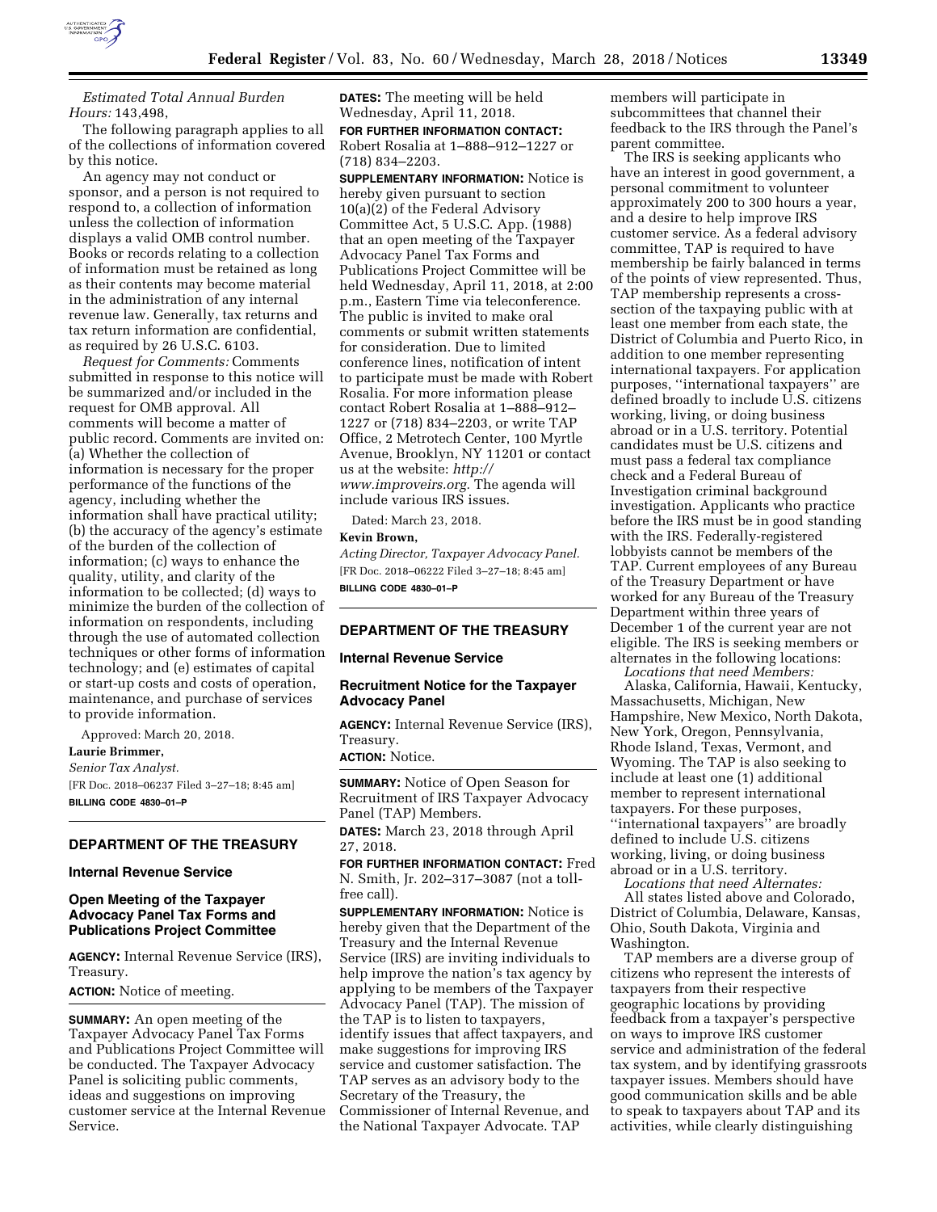*Estimated Total Annual Burden Hours:* 143,498,

The following paragraph applies to all of the collections of information covered by this notice.

An agency may not conduct or sponsor, and a person is not required to respond to, a collection of information unless the collection of information displays a valid OMB control number. Books or records relating to a collection of information must be retained as long as their contents may become material in the administration of any internal revenue law. Generally, tax returns and tax return information are confidential, as required by 26 U.S.C. 6103.

*Request for Comments:* Comments submitted in response to this notice will be summarized and/or included in the request for OMB approval. All comments will become a matter of public record. Comments are invited on: (a) Whether the collection of information is necessary for the proper performance of the functions of the agency, including whether the information shall have practical utility; (b) the accuracy of the agency's estimate of the burden of the collection of information; (c) ways to enhance the quality, utility, and clarity of the information to be collected; (d) ways to minimize the burden of the collection of information on respondents, including through the use of automated collection techniques or other forms of information technology; and (e) estimates of capital or start-up costs and costs of operation, maintenance, and purchase of services to provide information.

Approved: March 20, 2018.

**Laurie Brimmer,**

*Senior Tax Analyst.*

[FR Doc. 2018–06237 Filed 3–27–18; 8:45 am]

**BILLING CODE 4830–01–P**

---

## DEPARTMENT OF THE TREASURY

### Internal Revenue Service

### Open Meeting of the Taxpayer Advocacy Panel Tax Forms and Publications Project Committee

**AGENCY:** Internal Revenue Service (IRS), Treasury.

**ACTION:** Notice of meeting.

**SUMMARY:** An open meeting of the Taxpayer Advocacy Panel Tax Forms and Publications Project Committee will be conducted. The Taxpayer Advocacy Panel is soliciting public comments, ideas and suggestions on improving customer service at the Internal Revenue Service.

**DATES:** The meeting will be held Wednesday, April 11, 2018.

**FOR FURTHER INFORMATION CONTACT:** Robert Rosalia at 1–888–912–1227 or (718) 834–2203.

**SUPPLEMENTARY INFORMATION:** Notice is hereby given pursuant to section 10(a)(2) of the Federal Advisory Committee Act, 5 U.S.C. App. (1988) that an open meeting of the Taxpayer Advocacy Panel Tax Forms and Publications Project Committee will be held Wednesday, April 11, 2018, at 2:00 p.m., Eastern Time via teleconference. The public is invited to make oral comments or submit written statements for consideration. Due to limited conference lines, notification of intent to participate must be made with Robert Rosalia. For more information please contact Robert Rosalia at 1–888–912–1227 or (718) 834–2203, or write TAP Office, 2 Metrotech Center, 100 Myrtle Avenue, Brooklyn, NY 11201 or contact us at the website: *http://www.improveirs.org.* The agenda will include various IRS issues.

Dated: March 23, 2018.

**Kevin Brown,**

*Acting Director, Taxpayer Advocacy Panel.*

[FR Doc. 2018–06222 Filed 3–27–18; 8:45 am]

**BILLING CODE 4830–01–P**

---

## DEPARTMENT OF THE TREASURY

### Internal Revenue Service

### Recruitment Notice for the Taxpayer Advocacy Panel

**AGENCY:** Internal Revenue Service (IRS), Treasury.

**ACTION:** Notice.

**SUMMARY:** Notice of Open Season for Recruitment of IRS Taxpayer Advocacy Panel (TAP) Members.

**DATES:** March 23, 2018 through April 27, 2018.

**FOR FURTHER INFORMATION CONTACT:** Fred N. Smith, Jr. 202–317–3087 (not a toll-free call).

**SUPPLEMENTARY INFORMATION:** Notice is hereby given that the Department of the Treasury and the Internal Revenue Service (IRS) are inviting individuals to help improve the nation's tax agency by applying to be members of the Taxpayer Advocacy Panel (TAP). The mission of the TAP is to listen to taxpayers, identify issues that affect taxpayers, and make suggestions for improving IRS service and customer satisfaction. The TAP serves as an advisory body to the Secretary of the Treasury, the Commissioner of Internal Revenue, and the National Taxpayer Advocate. TAP members will participate in subcommittees that channel their feedback to the IRS through the Panel's parent committee.

The IRS is seeking applicants who have an interest in good government, a personal commitment to volunteer approximately 200 to 300 hours a year, and a desire to help improve IRS customer service. As a federal advisory committee, TAP is required to have membership be fairly balanced in terms of the points of view represented. Thus, TAP membership represents a cross-section of the taxpaying public with at least one member from each state, the District of Columbia and Puerto Rico, in addition to one member representing international taxpayers. For application purposes, ''international taxpayers'' are defined broadly to include U.S. citizens working, living, or doing business abroad or in a U.S. territory. Potential candidates must be U.S. citizens and must pass a federal tax compliance check and a Federal Bureau of Investigation criminal background investigation. Applicants who practice before the IRS must be in good standing with the IRS. Federally-registered lobbyists cannot be members of the TAP. Current employees of any Bureau of the Treasury Department or have worked for any Bureau of the Treasury Department within three years of December 1 of the current year are not eligible. The IRS is seeking members or alternates in the following locations:

*Locations that need Members:*

Alaska, California, Hawaii, Kentucky, Massachusetts, Michigan, New Hampshire, New Mexico, North Dakota, New York, Oregon, Pennsylvania, Rhode Island, Texas, Vermont, and Wyoming. The TAP is also seeking to include at least one (1) additional member to represent international taxpayers. For these purposes, ''international taxpayers'' are broadly defined to include U.S. citizens working, living, or doing business abroad or in a U.S. territory.

*Locations that need Alternates:*

All states listed above and Colorado, District of Columbia, Delaware, Kansas, Ohio, South Dakota, Virginia and Washington.

TAP members are a diverse group of citizens who represent the interests of taxpayers from their respective geographic locations by providing feedback from a taxpayer's perspective on ways to improve IRS customer service and administration of the federal tax system, and by identifying grassroots taxpayer issues. Members should have good communication skills and be able to speak to taxpayers about TAP and its activities, while clearly distinguishing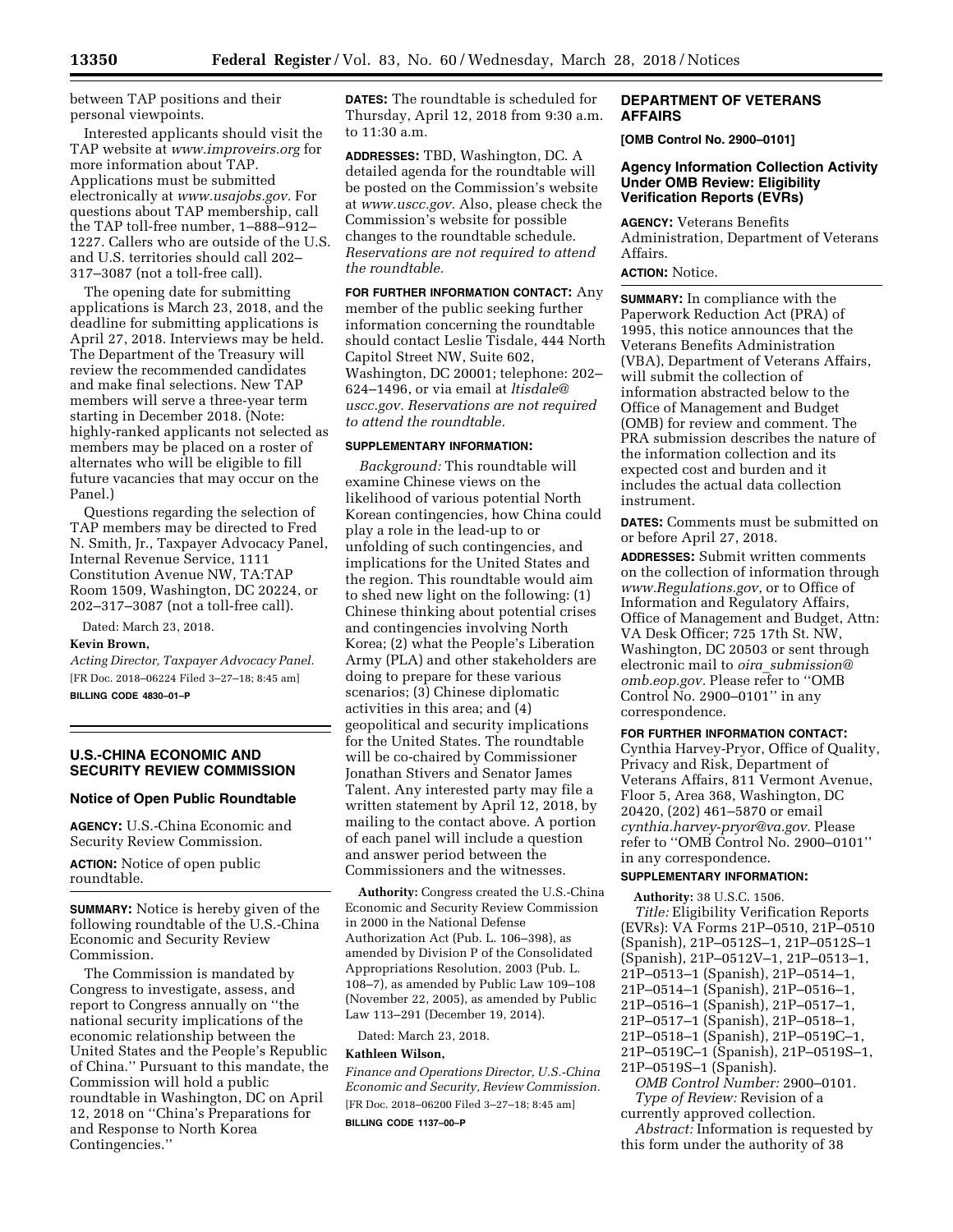between TAP positions and their personal viewpoints.

Interested applicants should visit the TAP website at *www.improveirs.org* for more information about TAP. Applications must be submitted electronically at *www.usajobs.gov.* For questions about TAP membership, call the TAP toll-free number, 1–888–912–1227. Callers who are outside of the U.S. and U.S. territories should call 202–317–3087 (not a toll-free call).

The opening date for submitting applications is March 23, 2018, and the deadline for submitting applications is April 27, 2018. Interviews may be held. The Department of the Treasury will review the recommended candidates and make final selections. New TAP members will serve a three-year term starting in December 2018. (Note: highly-ranked applicants not selected as members may be placed on a roster of alternates who will be eligible to fill future vacancies that may occur on the Panel.)

Questions regarding the selection of TAP members may be directed to Fred N. Smith, Jr., Taxpayer Advocacy Panel, Internal Revenue Service, 1111 Constitution Avenue NW, TA:TAP Room 1509, Washington, DC 20224, or 202–317–3087 (not a toll-free call).

Dated: March 23, 2018.

**Kevin Brown,**

*Acting Director, Taxpayer Advocacy Panel.*

[FR Doc. 2018–06224 Filed 3–27–18; 8:45 am]

**BILLING CODE 4830–01–P**

## U.S.-CHINA ECONOMIC AND SECURITY REVIEW COMMISSION

### Notice of Open Public Roundtable

**AGENCY:** U.S.-China Economic and Security Review Commission.

**ACTION:** Notice of open public roundtable.

**SUMMARY:** Notice is hereby given of the following roundtable of the U.S.-China Economic and Security Review Commission.

The Commission is mandated by Congress to investigate, assess, and report to Congress annually on ''the national security implications of the economic relationship between the United States and the People's Republic of China.'' Pursuant to this mandate, the Commission will hold a public roundtable in Washington, DC on April 12, 2018 on ''China's Preparations for and Response to North Korea Contingencies.''

**DATES:** The roundtable is scheduled for Thursday, April 12, 2018 from 9:30 a.m. to 11:30 a.m.

**ADDRESSES:** TBD, Washington, DC. A detailed agenda for the roundtable will be posted on the Commission's website at *www.uscc.gov.* Also, please check the Commission's website for possible changes to the roundtable schedule. *Reservations are not required to attend the roundtable.*

**FOR FURTHER INFORMATION CONTACT:** Any member of the public seeking further information concerning the roundtable should contact Leslie Tisdale, 444 North Capitol Street NW, Suite 602, Washington, DC 20001; telephone: 202–624–1496, or via email at *ltisdale@uscc.gov. Reservations are not required to attend the roundtable.*

**SUPPLEMENTARY INFORMATION:**

*Background:* This roundtable will examine Chinese views on the likelihood of various potential North Korean contingencies, how China could play a role in the lead-up to or unfolding of such contingencies, and implications for the United States and the region. This roundtable would aim to shed new light on the following: (1) Chinese thinking about potential crises and contingencies involving North Korea; (2) what the People's Liberation Army (PLA) and other stakeholders are doing to prepare for these various scenarios; (3) Chinese diplomatic activities in this area; and (4) geopolitical and security implications for the United States. The roundtable will be co-chaired by Commissioner Jonathan Stivers and Senator James Talent. Any interested party may file a written statement by April 12, 2018, by mailing to the contact above. A portion of each panel will include a question and answer period between the Commissioners and the witnesses.

**Authority:** Congress created the U.S.-China Economic and Security Review Commission in 2000 in the National Defense Authorization Act (Pub. L. 106–398), as amended by Division P of the Consolidated Appropriations Resolution, 2003 (Pub. L. 108–7), as amended by Public Law 109–108 (November 22, 2005), as amended by Public Law 113–291 (December 19, 2014).

Dated: March 23, 2018.

**Kathleen Wilson,**

*Finance and Operations Director, U.S.-China Economic and Security, Review Commission.*

[FR Doc. 2018–06200 Filed 3–27–18; 8:45 am]

**BILLING CODE 1137–00–P**

## DEPARTMENT OF VETERANS AFFAIRS

**[OMB Control No. 2900–0101]**

### Agency Information Collection Activity Under OMB Review: Eligibility Verification Reports (EVRs)

**AGENCY:** Veterans Benefits Administration, Department of Veterans Affairs.

**ACTION:** Notice.

**SUMMARY:** In compliance with the Paperwork Reduction Act (PRA) of 1995, this notice announces that the Veterans Benefits Administration (VBA), Department of Veterans Affairs, will submit the collection of information abstracted below to the Office of Management and Budget (OMB) for review and comment. The PRA submission describes the nature of the information collection and its expected cost and burden and it includes the actual data collection instrument.

**DATES:** Comments must be submitted on or before April 27, 2018.

**ADDRESSES:** Submit written comments on the collection of information through *www.Regulations.gov*, or to Office of Information and Regulatory Affairs, Office of Management and Budget, Attn: VA Desk Officer; 725 17th St. NW, Washington, DC 20503 or sent through electronic mail to *oira_submission@omb.eop.gov.* Please refer to ''OMB Control No. 2900–0101'' in any correspondence.

**FOR FURTHER INFORMATION CONTACT:** Cynthia Harvey-Pryor, Office of Quality, Privacy and Risk, Department of Veterans Affairs, 811 Vermont Avenue, Floor 5, Area 368, Washington, DC 20420, (202) 461–5870 or email *cynthia.harvey-pryor@va.gov.* Please refer to ''OMB Control No. 2900–0101'' in any correspondence.

**SUPPLEMENTARY INFORMATION:**

**Authority:** 38 U.S.C. 1506.

*Title:* Eligibility Verification Reports (EVRs): VA Forms 21P–0510, 21P–0510 (Spanish), 21P–0512S–1, 21P–0512S–1 (Spanish), 21P–0512V–1, 21P–0513–1, 21P–0513–1 (Spanish), 21P–0514–1, 21P–0514–1 (Spanish), 21P–0516–1, 21P–0516–1 (Spanish), 21P–0517–1, 21P–0517–1 (Spanish), 21P–0518–1, 21P–0518–1 (Spanish), 21P–0519C–1, 21P–0519C–1 (Spanish), 21P–0519S–1, 21P–0519S–1 (Spanish).

*OMB Control Number:* 2900–0101.

*Type of Review:* Revision of a currently approved collection.

*Abstract:* Information is requested by this form under the authority of 38